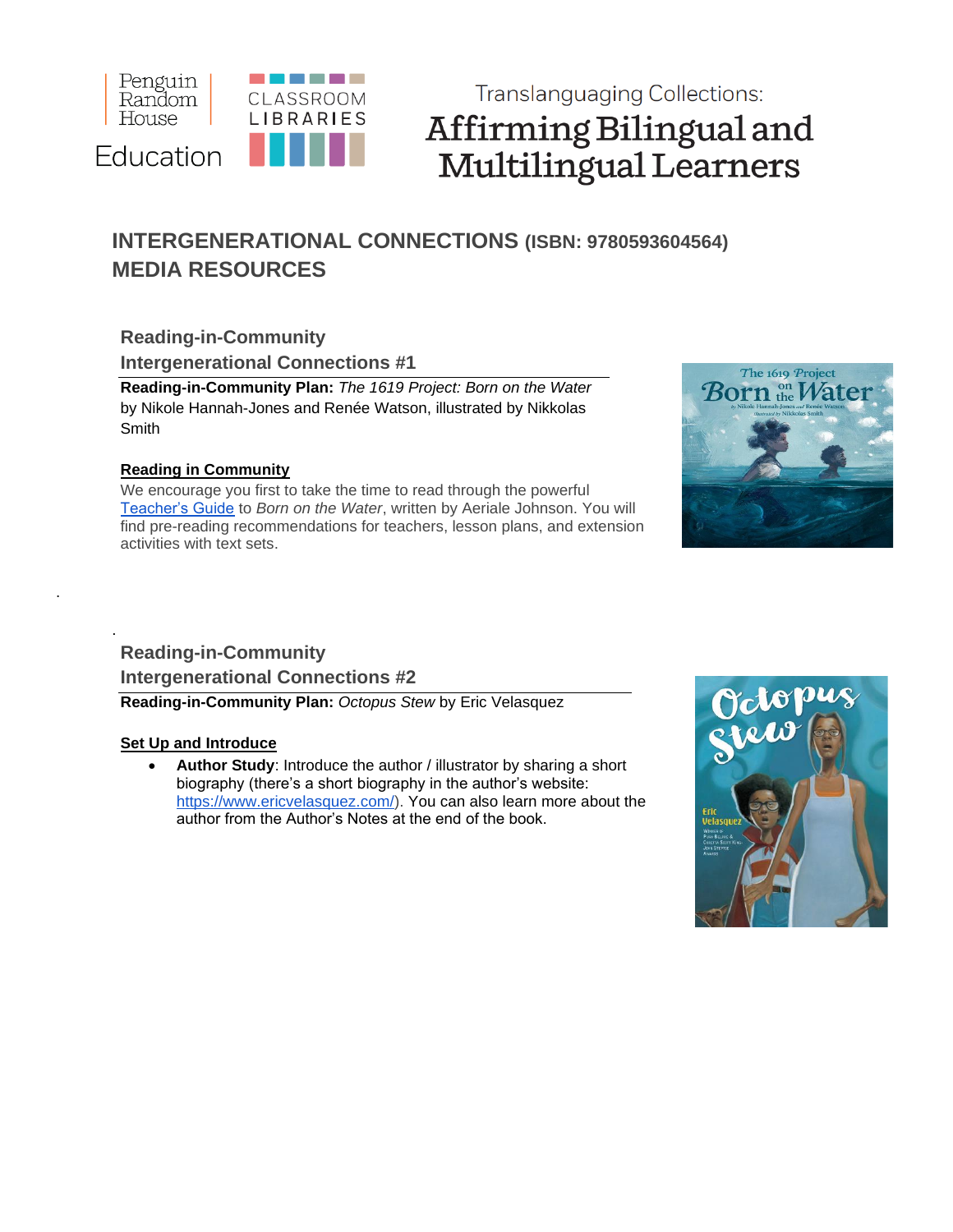Penguin Random House Education | CLASSROOM LIBRARIES

Translanguaging Collections:
# Affirming Bilingual and Multilingual Learners

## INTERGENERATIONAL CONNECTIONS (ISBN: 9780593604564)
## MEDIA RESOURCES

### Reading-in-Community
### Intergenerational Connections #1

**Reading-in-Community Plan:** *The 1619 Project: Born on the Water* by Nikole Hannah-Jones and Renée Watson, illustrated by Nikkolas Smith

**Reading in Community**

We encourage you first to take the time to read through the powerful Teacher's Guide to *Born on the Water*, written by Aeriale Johnson. You will find pre-reading recommendations for teachers, lesson plans, and extension activities with text sets.

### Reading-in-Community
### Intergenerational Connections #2

**Reading-in-Community Plan:** *Octopus Stew* by Eric Velasquez

**Set Up and Introduce**

- **Author Study**: Introduce the author / illustrator by sharing a short biography (there's a short biography in the author's website: https://www.ericvelasquez.com/). You can also learn more about the author from the Author's Notes at the end of the book.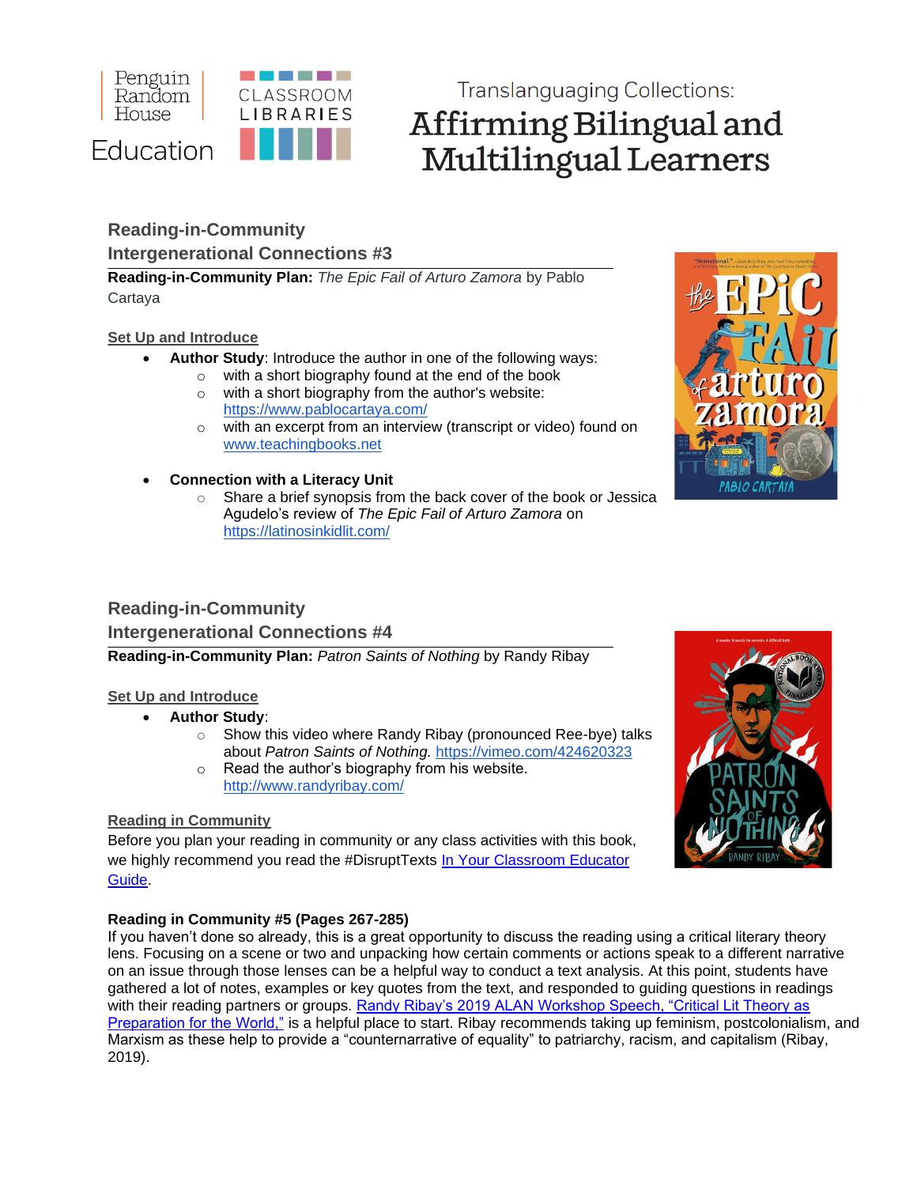Penguin Random House Education | CLASSROOM LIBRARIES

Translanguaging Collections:
# Affirming Bilingual and Multilingual Learners

## Reading-in-Community
## Intergenerational Connections #3

**Reading-in-Community Plan:** *The Epic Fail of Arturo Zamora* by Pablo Cartaya

### Set Up and Introduce

- **Author Study**: Introduce the author in one of the following ways:
  - with a short biography found at the end of the book
  - with a short biography from the author's website: https://www.pablocartaya.com/
  - with an excerpt from an interview (transcript or video) found on www.teachingbooks.net
- **Connection with a Literacy Unit**
  - Share a brief synopsis from the back cover of the book or Jessica Agudelo's review of *The Epic Fail of Arturo Zamora* on https://latinosinkidlit.com/

## Reading-in-Community
## Intergenerational Connections #4

**Reading-in-Community Plan:** *Patron Saints of Nothing* by Randy Ribay

### Set Up and Introduce

- **Author Study**:
  - Show this video where Randy Ribay (pronounced Ree-bye) talks about *Patron Saints of Nothing.* https://vimeo.com/424620323
  - Read the author's biography from his website. http://www.randyribay.com/

### Reading in Community

Before you plan your reading in community or any class activities with this book, we highly recommend you read the #DisruptTexts In Your Classroom Educator Guide.

**Reading in Community #5 (Pages 267-285)**

If you haven't done so already, this is a great opportunity to discuss the reading using a critical literary theory lens. Focusing on a scene or two and unpacking how certain comments or actions speak to a different narrative on an issue through those lenses can be a helpful way to conduct a text analysis. At this point, students have gathered a lot of notes, examples or key quotes from the text, and responded to guiding questions in readings with their reading partners or groups. Randy Ribay's 2019 ALAN Workshop Speech, "Critical Lit Theory as Preparation for the World," is a helpful place to start. Ribay recommends taking up feminism, postcolonialism, and Marxism as these help to provide a "counternarrative of equality" to patriarchy, racism, and capitalism (Ribay, 2019).